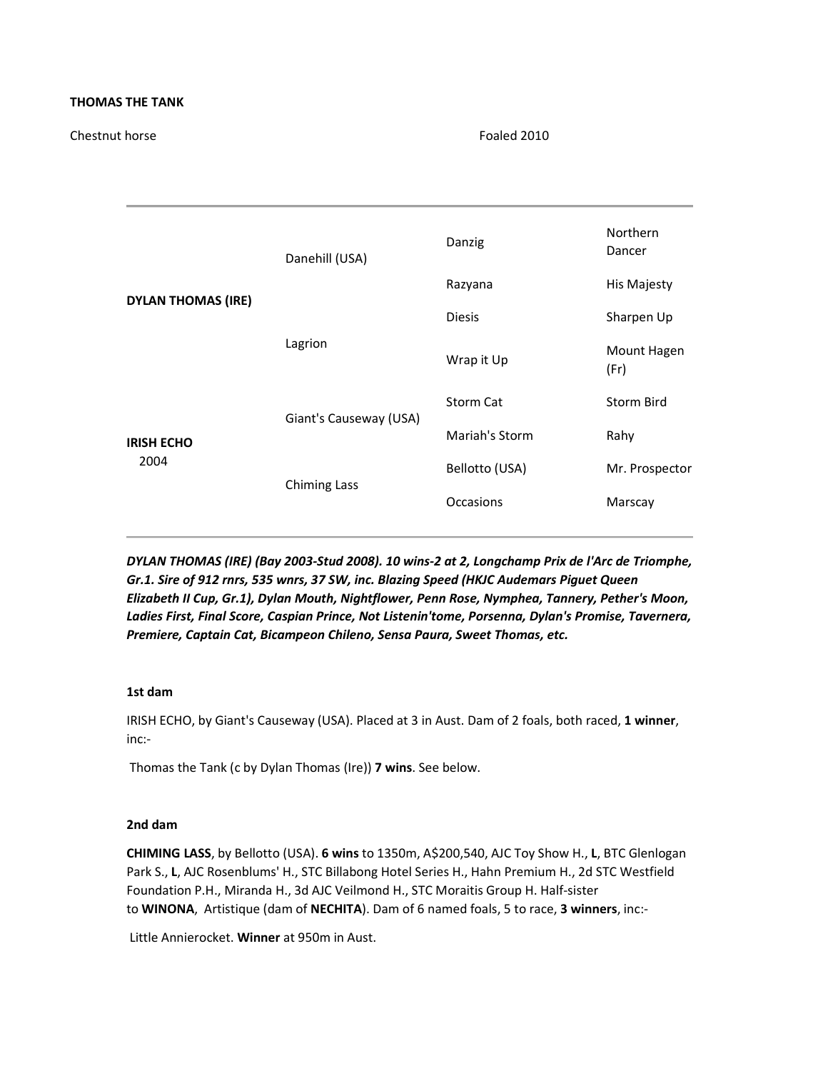**THOMAS THE TANK**

Chestnut horse Foaled 2010

| | | | |
|---|---|---|---|
| **DYLAN THOMAS (IRE)** | Danehill (USA) | Danzig | Northern Dancer |
| | | Razyana | His Majesty |
| | Lagrion | Diesis | Sharpen Up |
| | | Wrap it Up | Mount Hagen (Fr) |
| **IRISH ECHO** 2004 | Giant's Causeway (USA) | Storm Cat | Storm Bird |
| | | Mariah's Storm | Rahy |
| | Chiming Lass | Bellotto (USA) | Mr. Prospector |
| | | Occasions | Marscay |

***DYLAN THOMAS (IRE) (Bay 2003-Stud 2008). 10 wins-2 at 2, Longchamp Prix de l'Arc de Triomphe, Gr.1. Sire of 912 rnrs, 535 wnrs, 37 SW, inc. Blazing Speed (HKJC Audemars Piguet Queen Elizabeth II Cup, Gr.1), Dylan Mouth, Nightflower, Penn Rose, Nymphea, Tannery, Pether's Moon, Ladies First, Final Score, Caspian Prince, Not Listenin'tome, Porsenna, Dylan's Promise, Tavernera, Premiere, Captain Cat, Bicampeon Chileno, Sensa Paura, Sweet Thomas, etc.***

**1st dam**

IRISH ECHO, by Giant's Causeway (USA). Placed at 3 in Aust. Dam of 2 foals, both raced, **1 winner**, inc:-

Thomas the Tank (c by Dylan Thomas (Ire)) **7 wins**. See below.

**2nd dam**

**CHIMING LASS**, by Bellotto (USA). **6 wins** to 1350m, A$200,540, AJC Toy Show H., **L**, BTC Glenlogan Park S., **L**, AJC Rosenblums' H., STC Billabong Hotel Series H., Hahn Premium H., 2d STC Westfield Foundation P.H., Miranda H., 3d AJC Veilmond H., STC Moraitis Group H. Half-sister to **WINONA**, Artistique (dam of **NECHITA**). Dam of 6 named foals, 5 to race, **3 winners**, inc:-

Little Annierocket. **Winner** at 950m in Aust.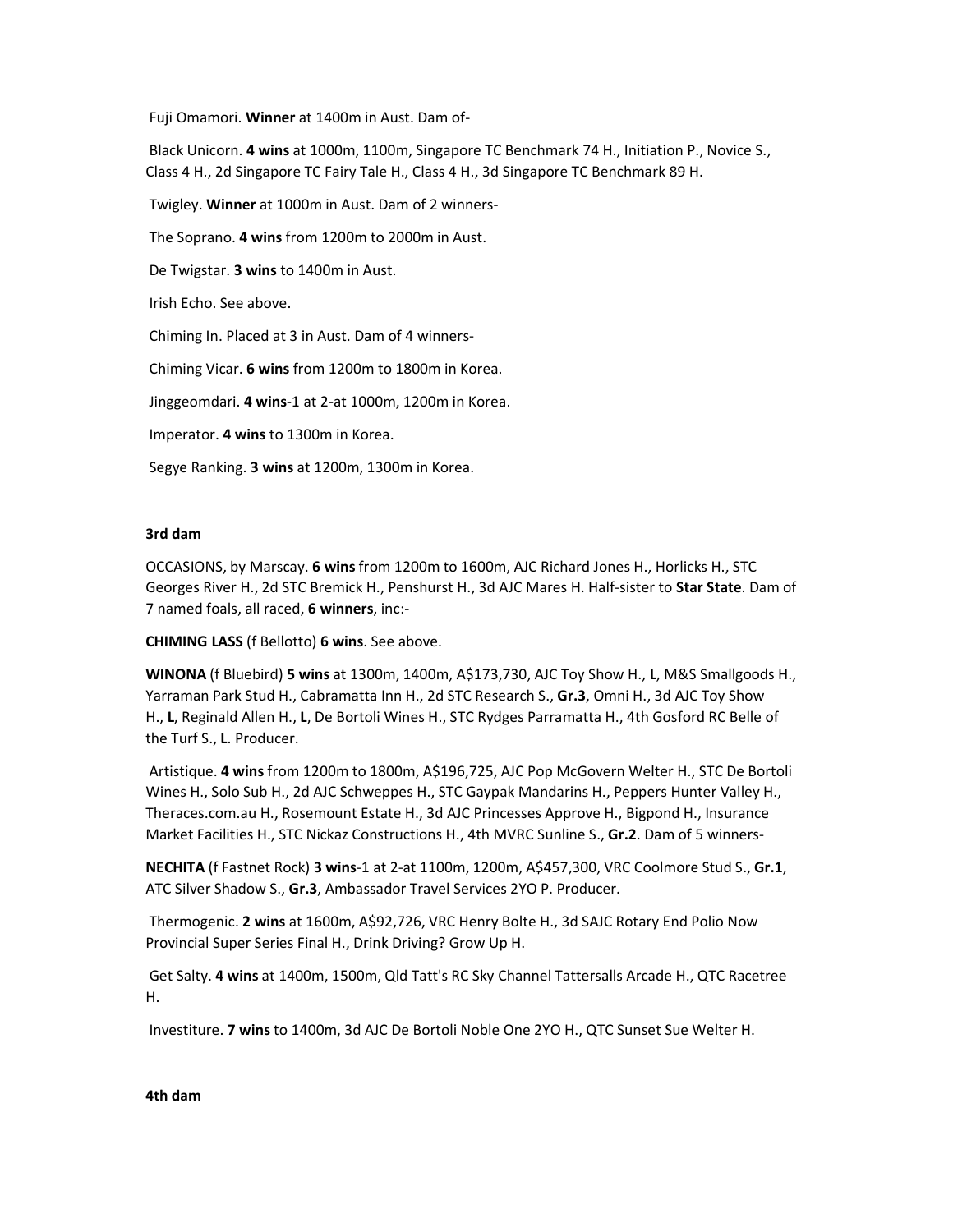Fuji Omamori. **Winner** at 1400m in Aust. Dam of-

Black Unicorn. **4 wins** at 1000m, 1100m, Singapore TC Benchmark 74 H., Initiation P., Novice S., Class 4 H., 2d Singapore TC Fairy Tale H., Class 4 H., 3d Singapore TC Benchmark 89 H.

Twigley. **Winner** at 1000m in Aust. Dam of 2 winners-

The Soprano. **4 wins** from 1200m to 2000m in Aust.

De Twigstar. **3 wins** to 1400m in Aust.

Irish Echo. See above.

Chiming In. Placed at 3 in Aust. Dam of 4 winners-

Chiming Vicar. **6 wins** from 1200m to 1800m in Korea.

Jinggeomdari. **4 wins**-1 at 2-at 1000m, 1200m in Korea.

Imperator. **4 wins** to 1300m in Korea.

Segye Ranking. **3 wins** at 1200m, 1300m in Korea.

**3rd dam**

OCCASIONS, by Marscay. **6 wins** from 1200m to 1600m, AJC Richard Jones H., Horlicks H., STC Georges River H., 2d STC Bremick H., Penshurst H., 3d AJC Mares H. Half-sister to **Star State**. Dam of 7 named foals, all raced, **6 winners**, inc:-

**CHIMING LASS** (f Bellotto) **6 wins**. See above.

**WINONA** (f Bluebird) **5 wins** at 1300m, 1400m, A$173,730, AJC Toy Show H., **L**, M&S Smallgoods H., Yarraman Park Stud H., Cabramatta Inn H., 2d STC Research S., **Gr.3**, Omni H., 3d AJC Toy Show H., **L**, Reginald Allen H., **L**, De Bortoli Wines H., STC Rydges Parramatta H., 4th Gosford RC Belle of the Turf S., **L**. Producer.

Artistique. **4 wins** from 1200m to 1800m, A$196,725, AJC Pop McGovern Welter H., STC De Bortoli Wines H., Solo Sub H., 2d AJC Schweppes H., STC Gaypak Mandarins H., Peppers Hunter Valley H., Theraces.com.au H., Rosemount Estate H., 3d AJC Princesses Approve H., Bigpond H., Insurance Market Facilities H., STC Nickaz Constructions H., 4th MVRC Sunline S., **Gr.2**. Dam of 5 winners-

**NECHITA** (f Fastnet Rock) **3 wins**-1 at 2-at 1100m, 1200m, A$457,300, VRC Coolmore Stud S., **Gr.1**, ATC Silver Shadow S., **Gr.3**, Ambassador Travel Services 2YO P. Producer.

Thermogenic. **2 wins** at 1600m, A$92,726, VRC Henry Bolte H., 3d SAJC Rotary End Polio Now Provincial Super Series Final H., Drink Driving? Grow Up H.

Get Salty. **4 wins** at 1400m, 1500m, Qld Tatt's RC Sky Channel Tattersalls Arcade H., QTC Racetree H.

Investiture. **7 wins** to 1400m, 3d AJC De Bortoli Noble One 2YO H., QTC Sunset Sue Welter H.

**4th dam**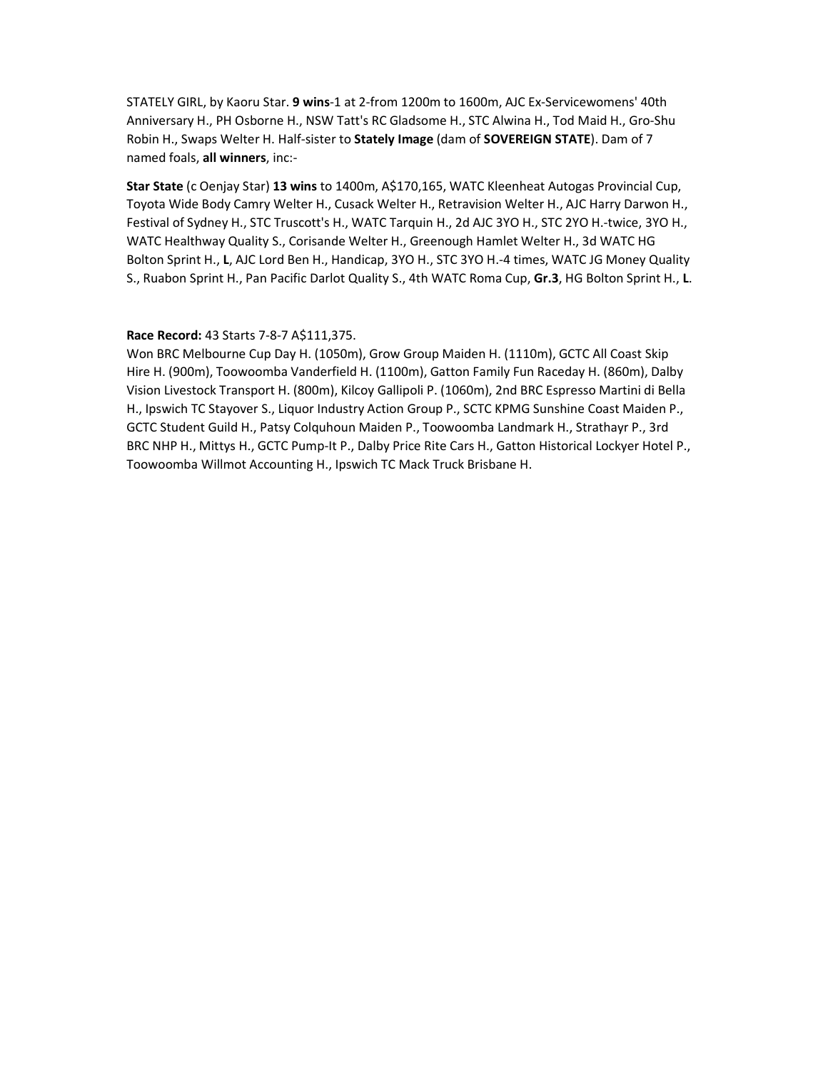STATELY GIRL, by Kaoru Star. **9 wins**-1 at 2-from 1200m to 1600m, AJC Ex-Servicewomens' 40th Anniversary H., PH Osborne H., NSW Tatt's RC Gladsome H., STC Alwina H., Tod Maid H., Gro-Shu Robin H., Swaps Welter H. Half-sister to **Stately Image** (dam of **SOVEREIGN STATE**). Dam of 7 named foals, **all winners**, inc:-

**Star State** (c Oenjay Star) **13 wins** to 1400m, A$170,165, WATC Kleenheat Autogas Provincial Cup, Toyota Wide Body Camry Welter H., Cusack Welter H., Retravision Welter H., AJC Harry Darwon H., Festival of Sydney H., STC Truscott's H., WATC Tarquin H., 2d AJC 3YO H., STC 2YO H.-twice, 3YO H., WATC Healthway Quality S., Corisande Welter H., Greenough Hamlet Welter H., 3d WATC HG Bolton Sprint H., **L**, AJC Lord Ben H., Handicap, 3YO H., STC 3YO H.-4 times, WATC JG Money Quality S., Ruabon Sprint H., Pan Pacific Darlot Quality S., 4th WATC Roma Cup, **Gr.3**, HG Bolton Sprint H., **L**.

**Race Record:** 43 Starts 7-8-7 A$111,375.
Won BRC Melbourne Cup Day H. (1050m), Grow Group Maiden H. (1110m), GCTC All Coast Skip Hire H. (900m), Toowoomba Vanderfield H. (1100m), Gatton Family Fun Raceday H. (860m), Dalby Vision Livestock Transport H. (800m), Kilcoy Gallipoli P. (1060m), 2nd BRC Espresso Martini di Bella H., Ipswich TC Stayover S., Liquor Industry Action Group P., SCTC KPMG Sunshine Coast Maiden P., GCTC Student Guild H., Patsy Colquhoun Maiden P., Toowoomba Landmark H., Strathayr P., 3rd BRC NHP H., Mittys H., GCTC Pump-It P., Dalby Price Rite Cars H., Gatton Historical Lockyer Hotel P., Toowoomba Willmot Accounting H., Ipswich TC Mack Truck Brisbane H.